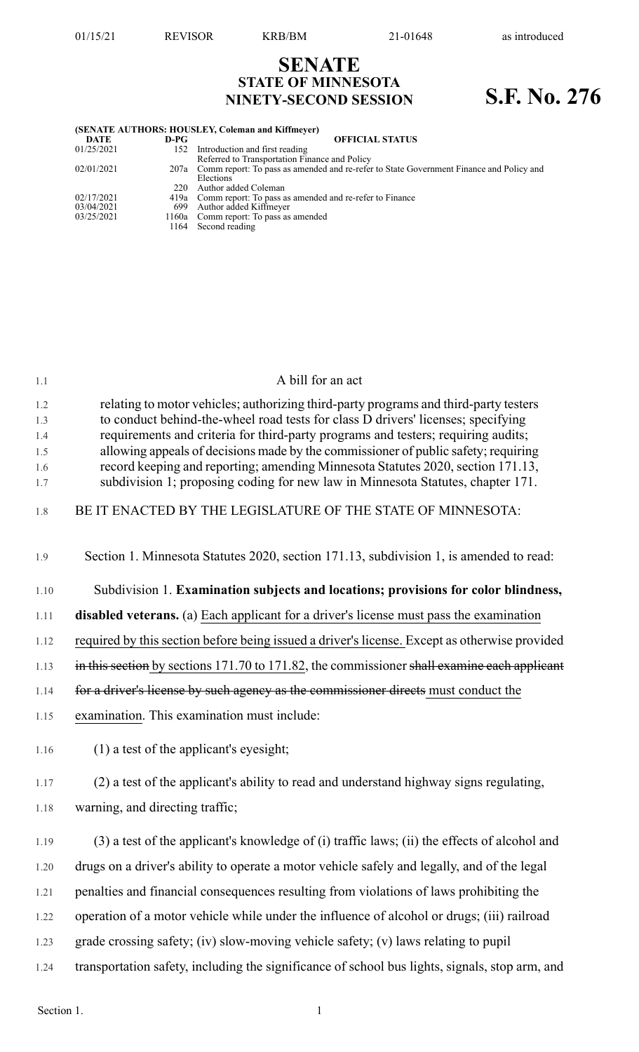01/15/21 REVISOR KRB/BM 21-01648 as introduced

# SENATE
## STATE OF MINNESOTA
## NINETY-SECOND SESSION

# S.F. No. 276

**(SENATE AUTHORS: HOUSLEY, Coleman and Kiffmeyer)**

| DATE | D-PG | OFFICIAL STATUS |
|---|---|---|
| 01/25/2021 | 152 | Introduction and first reading<br>Referred to Transportation Finance and Policy |
| 02/01/2021 | 207a | Comm report: To pass as amended and re-refer to State Government Finance and Policy and Elections |
| | 220 | Author added Coleman |
| 02/17/2021 | 419a | Comm report: To pass as amended and re-refer to Finance |
| 03/04/2021 | 699 | Author added Kiffmeyer |
| 03/25/2021 | 1160a | Comm report: To pass as amended |
| | 1164 | Second reading |

A bill for an act

relating to motor vehicles; authorizing third-party programs and third-party testers to conduct behind-the-wheel road tests for class D drivers' licenses; specifying requirements and criteria for third-party programs and testers; requiring audits; allowing appeals of decisions made by the commissioner of public safety; requiring record keeping and reporting; amending Minnesota Statutes 2020, section 171.13, subdivision 1; proposing coding for new law in Minnesota Statutes, chapter 171.

BE IT ENACTED BY THE LEGISLATURE OF THE STATE OF MINNESOTA:

Section 1. Minnesota Statutes 2020, section 171.13, subdivision 1, is amended to read:

Subdivision 1. **Examination subjects and locations; provisions for color blindness, disabled veterans.** (a) Each applicant for a driver's license must pass the examination required by this section before being issued a driver's license. Except as otherwise provided ~~in this section~~ by sections 171.70 to 171.82, the commissioner ~~shall examine each applicant for a driver's license by such agency as the commissioner directs~~ must conduct the examination. This examination must include:

(1) a test of the applicant's eyesight;

(2) a test of the applicant's ability to read and understand highway signs regulating, warning, and directing traffic;

(3) a test of the applicant's knowledge of (i) traffic laws; (ii) the effects of alcohol and drugs on a driver's ability to operate a motor vehicle safely and legally, and of the legal penalties and financial consequences resulting from violations of laws prohibiting the operation of a motor vehicle while under the influence of alcohol or drugs; (iii) railroad grade crossing safety; (iv) slow-moving vehicle safety; (v) laws relating to pupil transportation safety, including the significance of school bus lights, signals, stop arm, and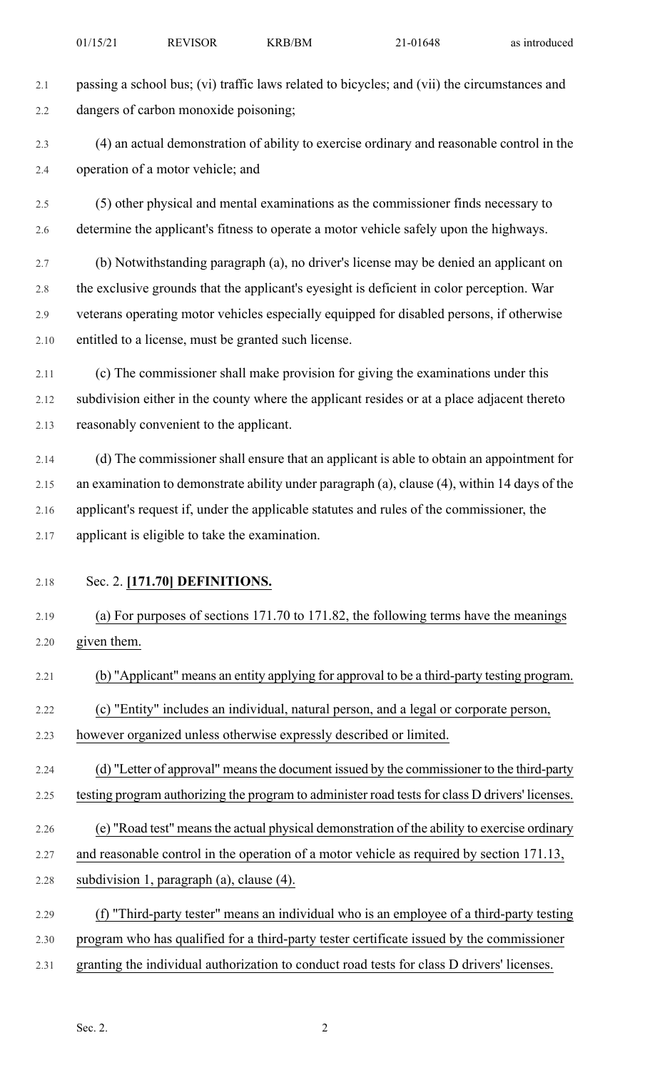passing a school bus; (vi) traffic laws related to bicycles; and (vii) the circumstances and dangers of carbon monoxide poisoning;

(4) an actual demonstration of ability to exercise ordinary and reasonable control in the operation of a motor vehicle; and

(5) other physical and mental examinations as the commissioner finds necessary to determine the applicant's fitness to operate a motor vehicle safely upon the highways.

(b) Notwithstanding paragraph (a), no driver's license may be denied an applicant on the exclusive grounds that the applicant's eyesight is deficient in color perception. War veterans operating motor vehicles especially equipped for disabled persons, if otherwise entitled to a license, must be granted such license.

(c) The commissioner shall make provision for giving the examinations under this subdivision either in the county where the applicant resides or at a place adjacent thereto reasonably convenient to the applicant.

(d) The commissioner shall ensure that an applicant is able to obtain an appointment for an examination to demonstrate ability under paragraph (a), clause (4), within 14 days of the applicant's request if, under the applicable statutes and rules of the commissioner, the applicant is eligible to take the examination.

Sec. 2. **[171.70] DEFINITIONS.**

(a) For purposes of sections 171.70 to 171.82, the following terms have the meanings given them.

(b) "Applicant" means an entity applying for approval to be a third-party testing program.

(c) "Entity" includes an individual, natural person, and a legal or corporate person, however organized unless otherwise expressly described or limited.

(d) "Letter of approval" means the document issued by the commissioner to the third-party testing program authorizing the program to administer road tests for class D drivers' licenses.

(e) "Road test" means the actual physical demonstration of the ability to exercise ordinary and reasonable control in the operation of a motor vehicle as required by section 171.13, subdivision 1, paragraph (a), clause (4).

(f) "Third-party tester" means an individual who is an employee of a third-party testing program who has qualified for a third-party tester certificate issued by the commissioner granting the individual authorization to conduct road tests for class D drivers' licenses.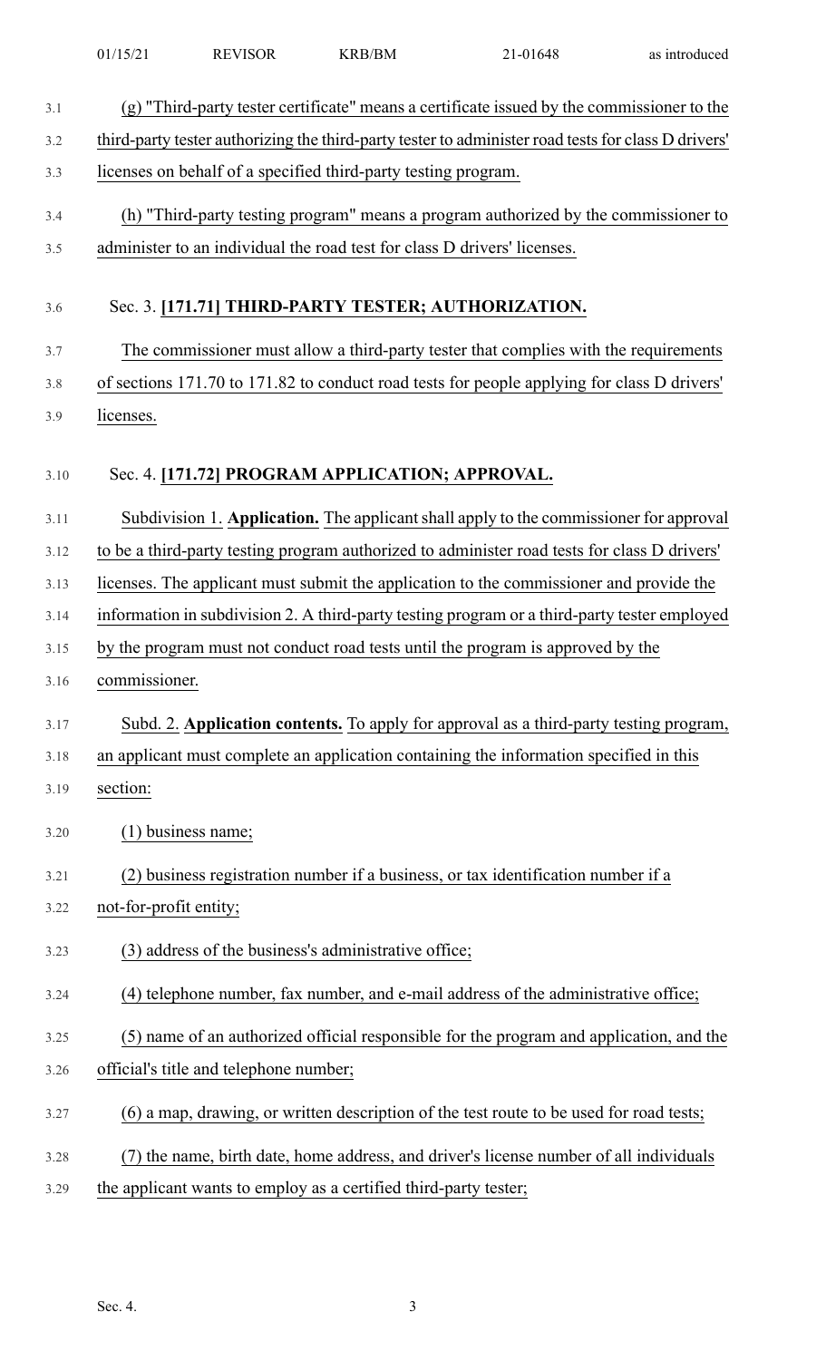(g) "Third-party tester certificate" means a certificate issued by the commissioner to the third-party tester authorizing the third-party tester to administer road tests for class D drivers' licenses on behalf of a specified third-party testing program.

(h) "Third-party testing program" means a program authorized by the commissioner to administer to an individual the road test for class D drivers' licenses.

## Sec. 3. **[171.71] THIRD-PARTY TESTER; AUTHORIZATION.**

The commissioner must allow a third-party tester that complies with the requirements of sections 171.70 to 171.82 to conduct road tests for people applying for class D drivers' licenses.

## Sec. 4. **[171.72] PROGRAM APPLICATION; APPROVAL.**

Subdivision 1. **Application.** The applicant shall apply to the commissioner for approval to be a third-party testing program authorized to administer road tests for class D drivers' licenses. The applicant must submit the application to the commissioner and provide the information in subdivision 2. A third-party testing program or a third-party tester employed by the program must not conduct road tests until the program is approved by the commissioner.

Subd. 2. **Application contents.** To apply for approval as a third-party testing program, an applicant must complete an application containing the information specified in this section:

(1) business name;

(2) business registration number if a business, or tax identification number if a not-for-profit entity;

(3) address of the business's administrative office;

(4) telephone number, fax number, and e-mail address of the administrative office;

(5) name of an authorized official responsible for the program and application, and the official's title and telephone number;

(6) a map, drawing, or written description of the test route to be used for road tests;

(7) the name, birth date, home address, and driver's license number of all individuals the applicant wants to employ as a certified third-party tester;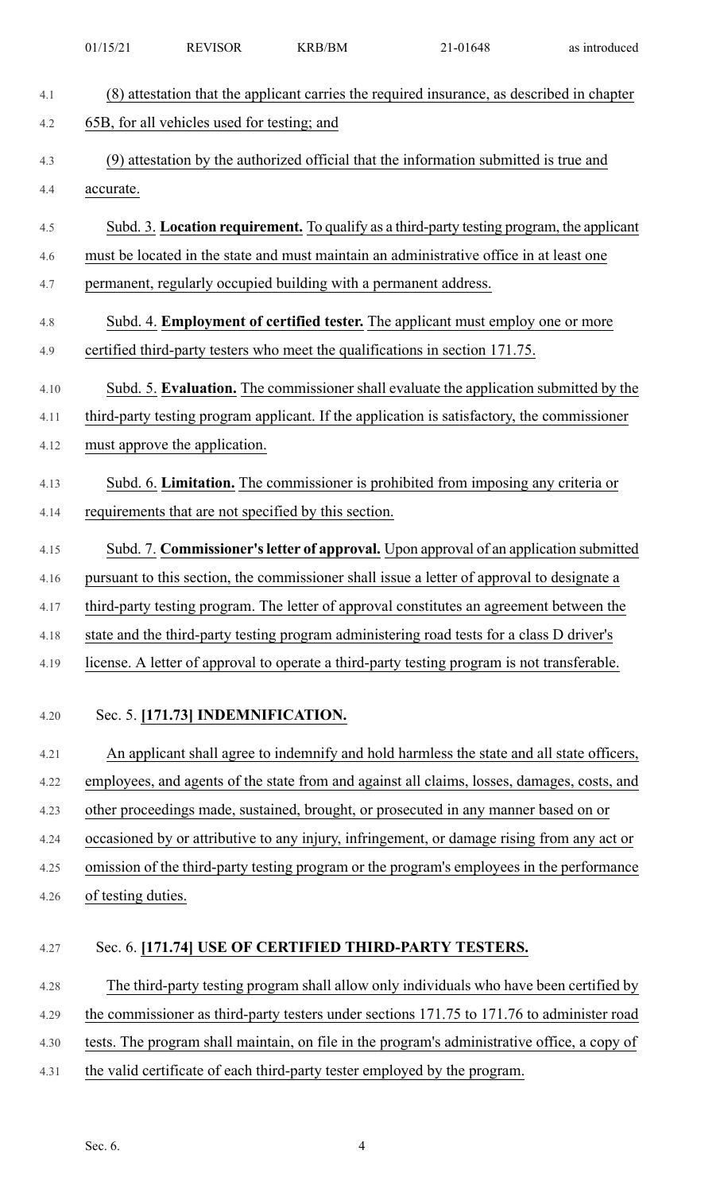(8) attestation that the applicant carries the required insurance, as described in chapter 65B, for all vehicles used for testing; and

(9) attestation by the authorized official that the information submitted is true and accurate.

Subd. 3. **Location requirement.** To qualify as a third-party testing program, the applicant must be located in the state and must maintain an administrative office in at least one permanent, regularly occupied building with a permanent address.

Subd. 4. **Employment of certified tester.** The applicant must employ one or more certified third-party testers who meet the qualifications in section 171.75.

Subd. 5. **Evaluation.** The commissioner shall evaluate the application submitted by the third-party testing program applicant. If the application is satisfactory, the commissioner must approve the application.

Subd. 6. **Limitation.** The commissioner is prohibited from imposing any criteria or requirements that are not specified by this section.

Subd. 7. **Commissioner's letter of approval.** Upon approval of an application submitted pursuant to this section, the commissioner shall issue a letter of approval to designate a third-party testing program. The letter of approval constitutes an agreement between the state and the third-party testing program administering road tests for a class D driver's license. A letter of approval to operate a third-party testing program is not transferable.

Sec. 5. **[171.73] INDEMNIFICATION.**

An applicant shall agree to indemnify and hold harmless the state and all state officers, employees, and agents of the state from and against all claims, losses, damages, costs, and other proceedings made, sustained, brought, or prosecuted in any manner based on or occasioned by or attributive to any injury, infringement, or damage rising from any act or omission of the third-party testing program or the program's employees in the performance of testing duties.

Sec. 6. **[171.74] USE OF CERTIFIED THIRD-PARTY TESTERS.**

The third-party testing program shall allow only individuals who have been certified by the commissioner as third-party testers under sections 171.75 to 171.76 to administer road tests. The program shall maintain, on file in the program's administrative office, a copy of the valid certificate of each third-party tester employed by the program.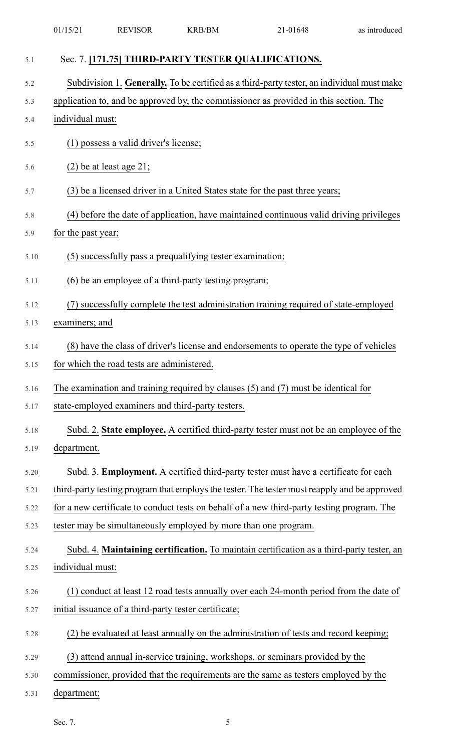Sec. 7. **[171.75] THIRD-PARTY TESTER QUALIFICATIONS.**

Subdivision 1. **Generally.** To be certified as a third-party tester, an individual must make application to, and be approved by, the commissioner as provided in this section. The individual must:

(1) possess a valid driver's license;

(2) be at least age 21;

(3) be a licensed driver in a United States state for the past three years;

(4) before the date of application, have maintained continuous valid driving privileges for the past year;

(5) successfully pass a prequalifying tester examination;

(6) be an employee of a third-party testing program;

(7) successfully complete the test administration training required of state-employed examiners; and

(8) have the class of driver's license and endorsements to operate the type of vehicles for which the road tests are administered.

The examination and training required by clauses (5) and (7) must be identical for state-employed examiners and third-party testers.

Subd. 2. **State employee.** A certified third-party tester must not be an employee of the department.

Subd. 3. **Employment.** A certified third-party tester must have a certificate for each third-party testing program that employs the tester. The tester must reapply and be approved for a new certificate to conduct tests on behalf of a new third-party testing program. The tester may be simultaneously employed by more than one program.

Subd. 4. **Maintaining certification.** To maintain certification as a third-party tester, an individual must:

(1) conduct at least 12 road tests annually over each 24-month period from the date of initial issuance of a third-party tester certificate;

(2) be evaluated at least annually on the administration of tests and record keeping;

(3) attend annual in-service training, workshops, or seminars provided by the commissioner, provided that the requirements are the same as testers employed by the department;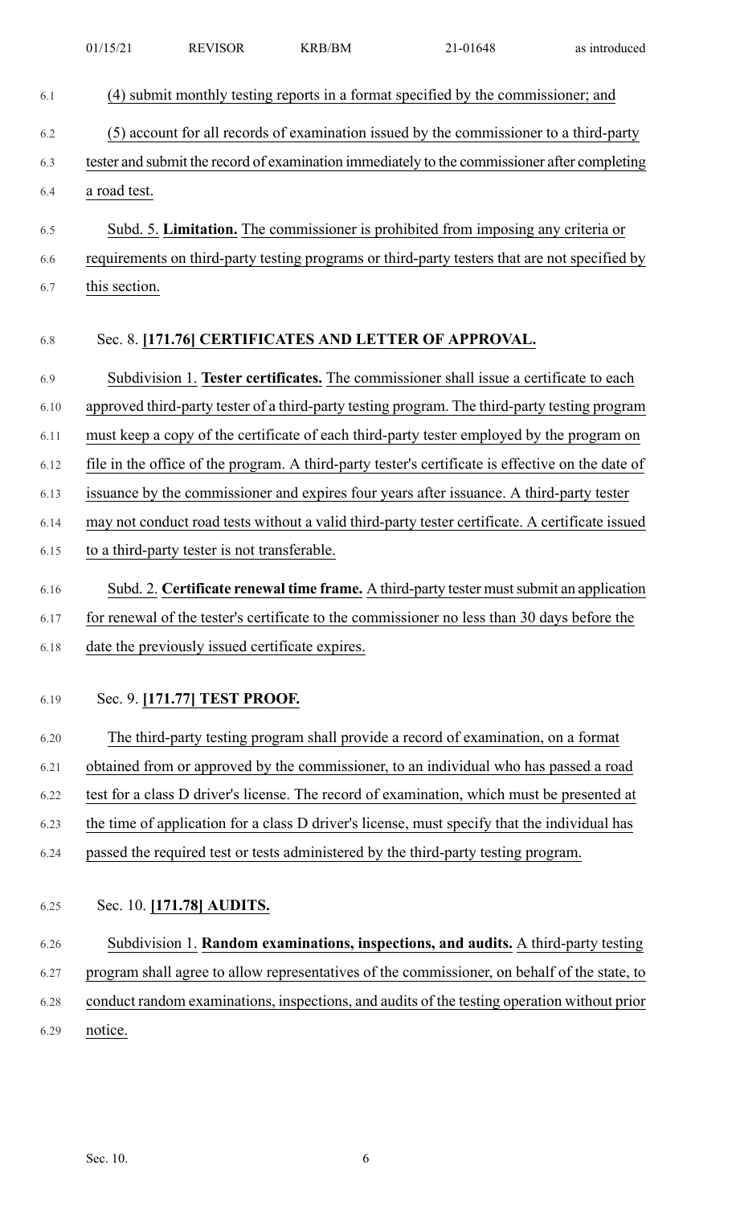(4) submit monthly testing reports in a format specified by the commissioner; and

(5) account for all records of examination issued by the commissioner to a third-party tester and submit the record of examination immediately to the commissioner after completing a road test.

Subd. 5. **Limitation.** The commissioner is prohibited from imposing any criteria or requirements on third-party testing programs or third-party testers that are not specified by this section.

Sec. 8. **[171.76] CERTIFICATES AND LETTER OF APPROVAL.**

Subdivision 1. **Tester certificates.** The commissioner shall issue a certificate to each approved third-party tester of a third-party testing program. The third-party testing program must keep a copy of the certificate of each third-party tester employed by the program on file in the office of the program. A third-party tester's certificate is effective on the date of issuance by the commissioner and expires four years after issuance. A third-party tester may not conduct road tests without a valid third-party tester certificate. A certificate issued to a third-party tester is not transferable.

Subd. 2. **Certificate renewal time frame.** A third-party tester must submit an application for renewal of the tester's certificate to the commissioner no less than 30 days before the date the previously issued certificate expires.

Sec. 9. **[171.77] TEST PROOF.**

The third-party testing program shall provide a record of examination, on a format obtained from or approved by the commissioner, to an individual who has passed a road test for a class D driver's license. The record of examination, which must be presented at the time of application for a class D driver's license, must specify that the individual has passed the required test or tests administered by the third-party testing program.

Sec. 10. **[171.78] AUDITS.**

Subdivision 1. **Random examinations, inspections, and audits.** A third-party testing program shall agree to allow representatives of the commissioner, on behalf of the state, to conduct random examinations, inspections, and audits of the testing operation without prior notice.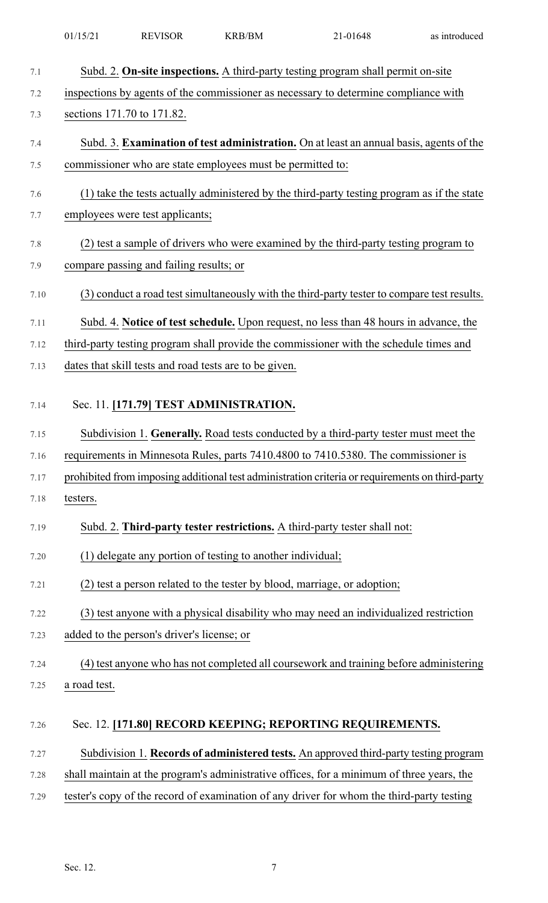Subd. 2. **On-site inspections.** A third-party testing program shall permit on-site inspections by agents of the commissioner as necessary to determine compliance with sections 171.70 to 171.82.

Subd. 3. **Examination of test administration.** On at least an annual basis, agents of the commissioner who are state employees must be permitted to:

(1) take the tests actually administered by the third-party testing program as if the state employees were test applicants;

(2) test a sample of drivers who were examined by the third-party testing program to compare passing and failing results; or

(3) conduct a road test simultaneously with the third-party tester to compare test results.

Subd. 4. **Notice of test schedule.** Upon request, no less than 48 hours in advance, the third-party testing program shall provide the commissioner with the schedule times and dates that skill tests and road tests are to be given.

## Sec. 11. **[171.79] TEST ADMINISTRATION.**

Subdivision 1. **Generally.** Road tests conducted by a third-party tester must meet the requirements in Minnesota Rules, parts 7410.4800 to 7410.5380. The commissioner is prohibited from imposing additional test administration criteria or requirements on third-party testers.

Subd. 2. **Third-party tester restrictions.** A third-party tester shall not:

(1) delegate any portion of testing to another individual;

(2) test a person related to the tester by blood, marriage, or adoption;

(3) test anyone with a physical disability who may need an individualized restriction added to the person's driver's license; or

(4) test anyone who has not completed all coursework and training before administering a road test.

## Sec. 12. **[171.80] RECORD KEEPING; REPORTING REQUIREMENTS.**

Subdivision 1. **Records of administered tests.** An approved third-party testing program shall maintain at the program's administrative offices, for a minimum of three years, the tester's copy of the record of examination of any driver for whom the third-party testing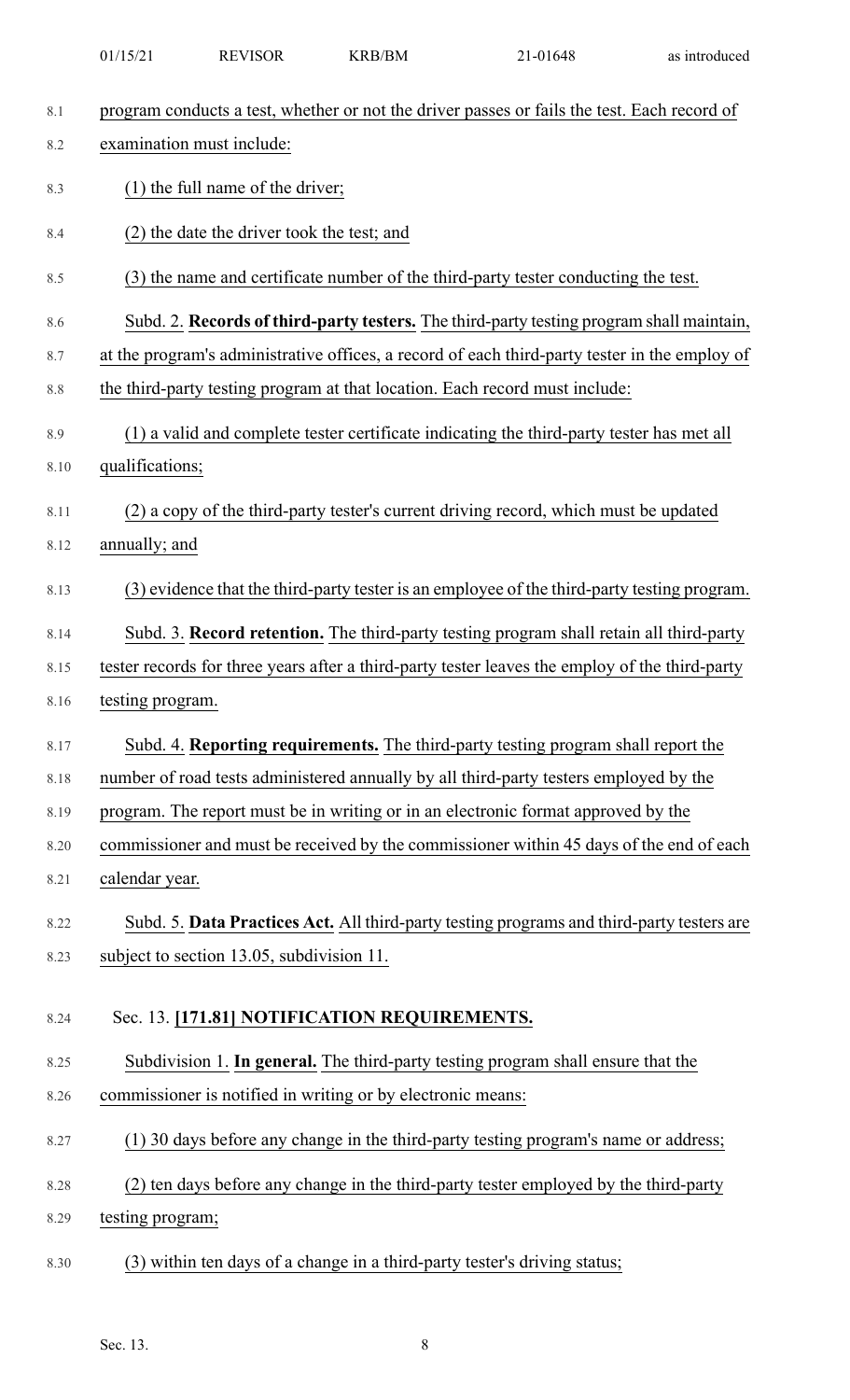program conducts a test, whether or not the driver passes or fails the test. Each record of examination must include:

(1) the full name of the driver;

(2) the date the driver took the test; and

(3) the name and certificate number of the third-party tester conducting the test.

Subd. 2. **Records of third-party testers.** The third-party testing program shall maintain, at the program's administrative offices, a record of each third-party tester in the employ of the third-party testing program at that location. Each record must include:

(1) a valid and complete tester certificate indicating the third-party tester has met all qualifications;

(2) a copy of the third-party tester's current driving record, which must be updated annually; and

(3) evidence that the third-party tester is an employee of the third-party testing program.

Subd. 3. **Record retention.** The third-party testing program shall retain all third-party tester records for three years after a third-party tester leaves the employ of the third-party testing program.

Subd. 4. **Reporting requirements.** The third-party testing program shall report the number of road tests administered annually by all third-party testers employed by the program. The report must be in writing or in an electronic format approved by the commissioner and must be received by the commissioner within 45 days of the end of each calendar year.

Subd. 5. **Data Practices Act.** All third-party testing programs and third-party testers are subject to section 13.05, subdivision 11.

Sec. 13. **[171.81] NOTIFICATION REQUIREMENTS.**

Subdivision 1. **In general.** The third-party testing program shall ensure that the commissioner is notified in writing or by electronic means:

(1) 30 days before any change in the third-party testing program's name or address;

(2) ten days before any change in the third-party tester employed by the third-party testing program;

(3) within ten days of a change in a third-party tester's driving status;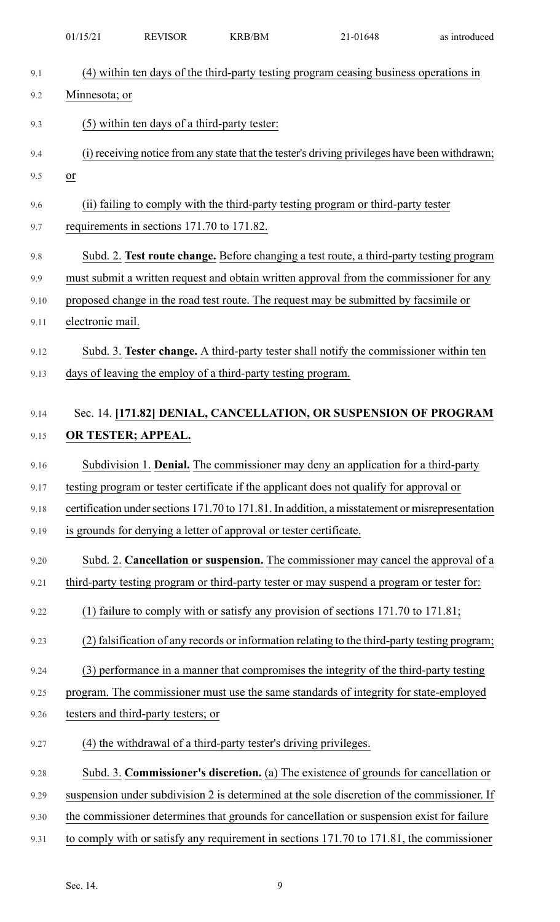(4) within ten days of the third-party testing program ceasing business operations in Minnesota; or

(5) within ten days of a third-party tester:

(i) receiving notice from any state that the tester's driving privileges have been withdrawn; or

(ii) failing to comply with the third-party testing program or third-party tester requirements in sections 171.70 to 171.82.

Subd. 2. **Test route change.** Before changing a test route, a third-party testing program must submit a written request and obtain written approval from the commissioner for any proposed change in the road test route. The request may be submitted by facsimile or electronic mail.

Subd. 3. **Tester change.** A third-party tester shall notify the commissioner within ten days of leaving the employ of a third-party testing program.

Sec. 14. **[171.82] DENIAL, CANCELLATION, OR SUSPENSION OF PROGRAM OR TESTER; APPEAL.**

Subdivision 1. **Denial.** The commissioner may deny an application for a third-party testing program or tester certificate if the applicant does not qualify for approval or certification under sections 171.70 to 171.81. In addition, a misstatement or misrepresentation is grounds for denying a letter of approval or tester certificate.

Subd. 2. **Cancellation or suspension.** The commissioner may cancel the approval of a third-party testing program or third-party tester or may suspend a program or tester for:

(1) failure to comply with or satisfy any provision of sections 171.70 to 171.81;

(2) falsification of any records or information relating to the third-party testing program;

(3) performance in a manner that compromises the integrity of the third-party testing program. The commissioner must use the same standards of integrity for state-employed testers and third-party testers; or

(4) the withdrawal of a third-party tester's driving privileges.

Subd. 3. **Commissioner's discretion.** (a) The existence of grounds for cancellation or suspension under subdivision 2 is determined at the sole discretion of the commissioner. If the commissioner determines that grounds for cancellation or suspension exist for failure to comply with or satisfy any requirement in sections 171.70 to 171.81, the commissioner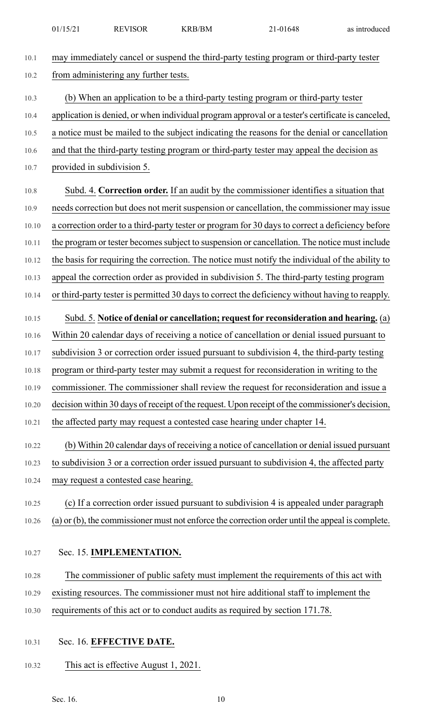may immediately cancel or suspend the third-party testing program or third-party tester from administering any further tests.

(b) When an application to be a third-party testing program or third-party tester application is denied, or when individual program approval or a tester's certificate is canceled, a notice must be mailed to the subject indicating the reasons for the denial or cancellation and that the third-party testing program or third-party tester may appeal the decision as provided in subdivision 5.

Subd. 4. **Correction order.** If an audit by the commissioner identifies a situation that needs correction but does not merit suspension or cancellation, the commissioner may issue a correction order to a third-party tester or program for 30 days to correct a deficiency before the program or tester becomes subject to suspension or cancellation. The notice must include the basis for requiring the correction. The notice must notify the individual of the ability to appeal the correction order as provided in subdivision 5. The third-party testing program or third-party tester is permitted 30 days to correct the deficiency without having to reapply.

Subd. 5. **Notice of denial or cancellation; request for reconsideration and hearing.** (a) Within 20 calendar days of receiving a notice of cancellation or denial issued pursuant to subdivision 3 or correction order issued pursuant to subdivision 4, the third-party testing program or third-party tester may submit a request for reconsideration in writing to the commissioner. The commissioner shall review the request for reconsideration and issue a decision within 30 days of receipt of the request. Upon receipt of the commissioner's decision, the affected party may request a contested case hearing under chapter 14.

(b) Within 20 calendar days of receiving a notice of cancellation or denial issued pursuant to subdivision 3 or a correction order issued pursuant to subdivision 4, the affected party may request a contested case hearing.

(c) If a correction order issued pursuant to subdivision 4 is appealed under paragraph (a) or (b), the commissioner must not enforce the correction order until the appeal is complete.

Sec. 15. **IMPLEMENTATION.**

The commissioner of public safety must implement the requirements of this act with existing resources. The commissioner must not hire additional staff to implement the requirements of this act or to conduct audits as required by section 171.78.

Sec. 16. **EFFECTIVE DATE.**

This act is effective August 1, 2021.